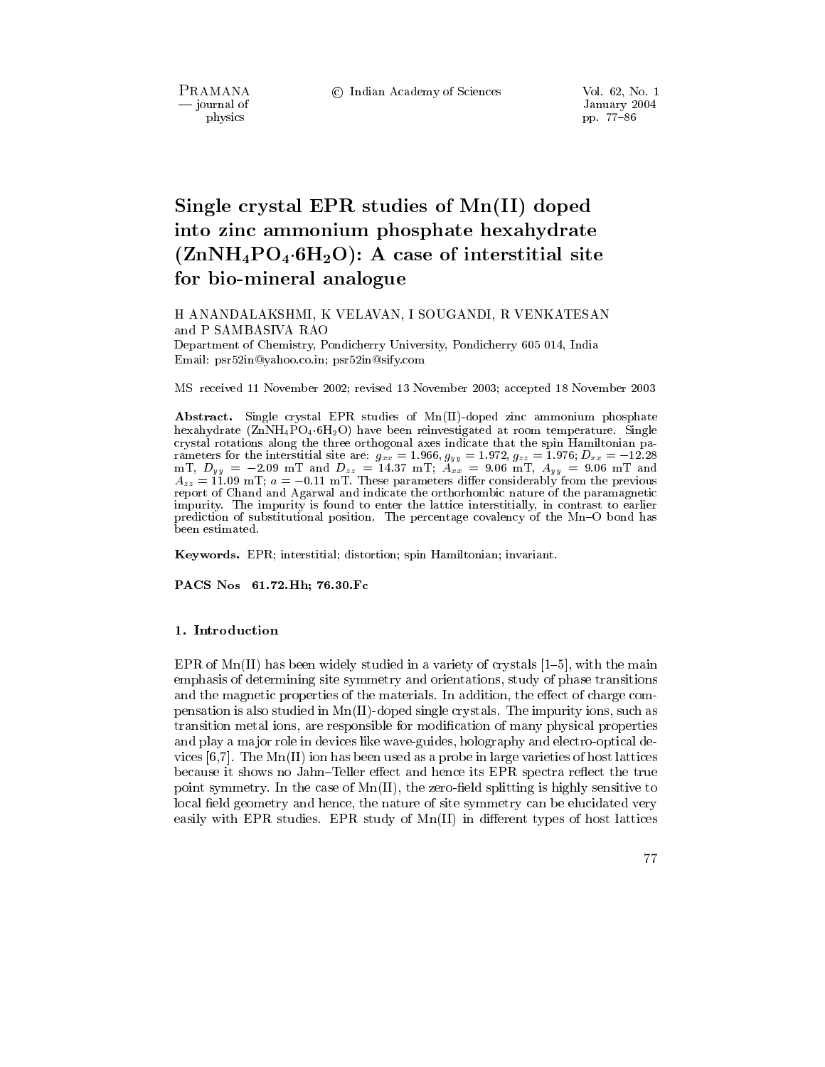# Single crystal EPR studies of Mn(II) doped into zinc ammonium phosphate hexahydrate ($ZnNH_4PO_4 \cdot 6H_2O$): A case of interstitial site for bio-mineral analogue

H ANANDALAKSHMI, K VELAVAN, I SOUGANDI, R VENKATESAN and P SAMBASIVA RAO

Department of Chemistry, Pondicherry University, Pondicherry 605 014, India

Email: psr52in@yahoo.co.in; psr52in@sify.com

MS received 11 November 2002; revised 13 November 2003; accepted 18 November 2003

**Abstract.** Single crystal EPR studies of Mn(II)-doped zinc ammonium phosphate hexahydrate ($ZnNH_4PO_4 \cdot 6H_2O$) have been reinvestigated at room temperature. Single crystal rotations along the three orthogonal axes indicate that the spin Hamiltonian parameters for the interstitial site are: $g_{xx} = 1.966$, $g_{yy} = 1.972$, $g_{zz} = 1.976$; $D_{xx} = -12.28$ mT, $D_{yy} = -2.09$ mT and $D_{zz} = 14.37$ mT; $A_{xx} = 9.06$ mT, $A_{yy} = 9.06$ mT and $A_{zz} = 11.09$ mT; $a = -0.11$ mT. These parameters differ considerably from the previous report of Chand and Agarwal and indicate the orthorhombic nature of the paramagnetic impurity. The impurity is found to enter the lattice interstitially, in contrast to earlier prediction of substitutional position. The percentage covalency of the Mn–O bond has been estimated.

**Keywords.** EPR; interstitial; distortion; spin Hamiltonian; invariant.

**PACS Nos** 61.72.Hh; 76.30.Fc

## 1. Introduction

EPR of Mn(II) has been widely studied in a variety of crystals [1–5], with the main emphasis of determining site symmetry and orientations, study of phase transitions and the magnetic properties of the materials. In addition, the effect of charge compensation is also studied in Mn(II)-doped single crystals. The impurity ions, such as transition metal ions, are responsible for modification of many physical properties and play a major role in devices like wave-guides, holography and electro-optical devices [6,7]. The Mn(II) ion has been used as a probe in large varieties of host lattices because it shows no Jahn–Teller effect and hence its EPR spectra reflect the true point symmetry. In the case of Mn(II), the zero-field splitting is highly sensitive to local field geometry and hence, the nature of site symmetry can be elucidated very easily with EPR studies. EPR study of Mn(II) in different types of host lattices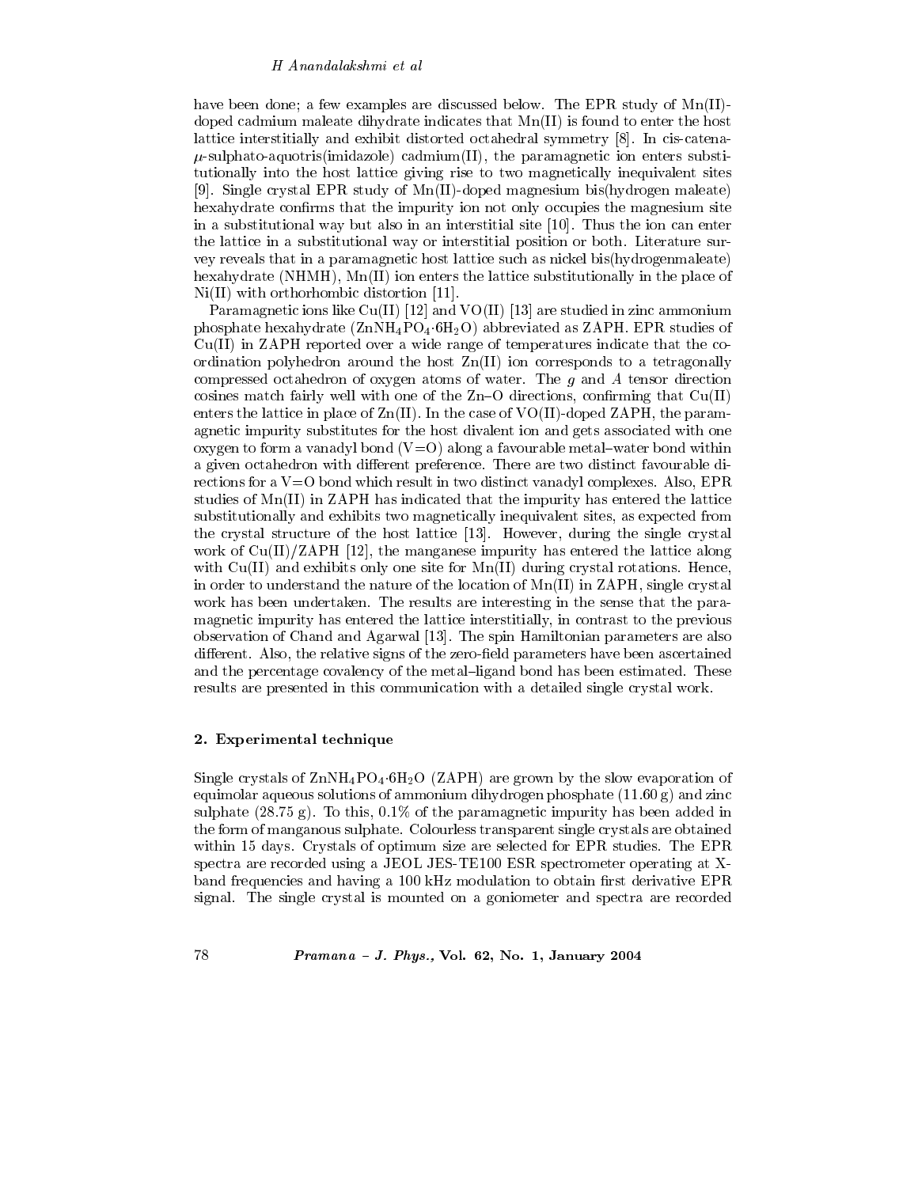have been done; a few examples are discussed below. The EPR study of Mn(II)-doped cadmium maleate dihydrate indicates that Mn(II) is found to enter the host lattice interstitially and exhibit distorted octahedral symmetry [8]. In cis-catena-$\mu$-sulphato-aquotris(imidazole) cadmium(II), the paramagnetic ion enters substitutionally into the host lattice giving rise to two magnetically inequivalent sites [9]. Single crystal EPR study of Mn(II)-doped magnesium bis(hydrogen maleate) hexahydrate confirms that the impurity ion not only occupies the magnesium site in a substitutional way but also in an interstitial site [10]. Thus the ion can enter the lattice in a substitutional way or interstitial position or both. Literature survey reveals that in a paramagnetic host lattice such as nickel bis(hydrogenmaleate) hexahydrate (NHMH), Mn(II) ion enters the lattice substitutionally in the place of Ni(II) with orthorhombic distortion [11].

Paramagnetic ions like Cu(II) [12] and VO(II) [13] are studied in zinc ammonium phosphate hexahydrate ($ZnNH_4PO_4 \cdot 6H_2O$) abbreviated as ZAPH. EPR studies of Cu(II) in ZAPH reported over a wide range of temperatures indicate that the coordination polyhedron around the host Zn(II) ion corresponds to a tetragonally compressed octahedron of oxygen atoms of water. The $g$ and $A$ tensor direction cosines match fairly well with one of the Zn–O directions, confirming that Cu(II) enters the lattice in place of Zn(II). In the case of VO(II)-doped ZAPH, the paramagnetic impurity substitutes for the host divalent ion and gets associated with one oxygen to form a vanadyl bond (V=O) along a favourable metal–water bond within a given octahedron with different preference. There are two distinct favourable directions for a V=O bond which result in two distinct vanadyl complexes. Also, EPR studies of Mn(II) in ZAPH has indicated that the impurity has entered the lattice substitutionally and exhibits two magnetically inequivalent sites, as expected from the crystal structure of the host lattice [13]. However, during the single crystal work of Cu(II)/ZAPH [12], the manganese impurity has entered the lattice along with Cu(II) and exhibits only one site for Mn(II) during crystal rotations. Hence, in order to understand the nature of the location of Mn(II) in ZAPH, single crystal work has been undertaken. The results are interesting in the sense that the paramagnetic impurity has entered the lattice interstitially, in contrast to the previous observation of Chand and Agarwal [13]. The spin Hamiltonian parameters are also different. Also, the relative signs of the zero-field parameters have been ascertained and the percentage covalency of the metal–ligand bond has been estimated. These results are presented in this communication with a detailed single crystal work.

## 2. Experimental technique

Single crystals of $ZnNH_4PO_4 \cdot 6H_2O$ (ZAPH) are grown by the slow evaporation of equimolar aqueous solutions of ammonium dihydrogen phosphate (11.60 g) and zinc sulphate (28.75 g). To this, 0.1% of the paramagnetic impurity has been added in the form of manganous sulphate. Colourless transparent single crystals are obtained within 15 days. Crystals of optimum size are selected for EPR studies. The EPR spectra are recorded using a JEOL JES-TE100 ESR spectrometer operating at X-band frequencies and having a 100 kHz modulation to obtain first derivative EPR signal. The single crystal is mounted on a goniometer and spectra are recorded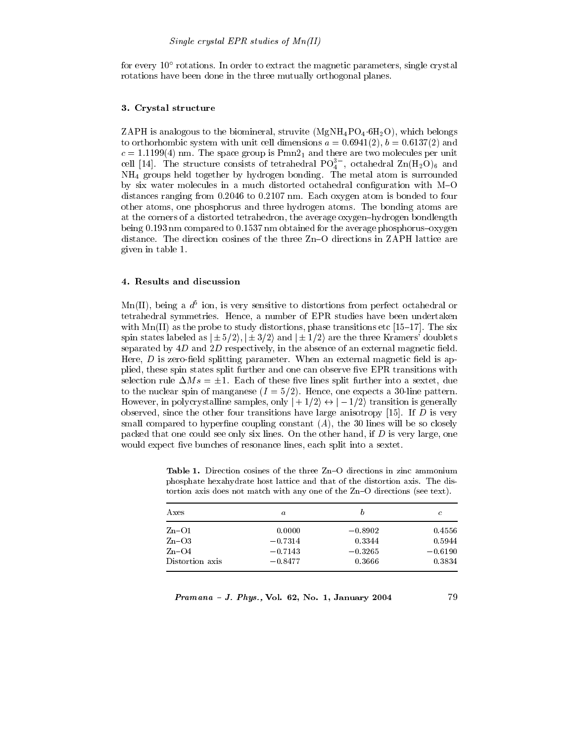for every 10° rotations. In order to extract the magnetic parameters, single crystal rotations have been done in the three mutually orthogonal planes.

## 3. Crystal structure

ZAPH is analogous to the biomineral, struvite ($MgNH_4PO_4{\cdot}6H_2O$), which belongs to orthorhombic system with unit cell dimensions $a = 0.6941(2)$, $b = 0.6137(2)$ and $c = 1.1199(4)$ nm. The space group is $Pmn2_1$ and there are two molecules per unit cell [14]. The structure consists of tetrahedral $PO_4^{3-}$, octahedral $Zn(H_2O)_6$ and $NH_4$ groups held together by hydrogen bonding. The metal atom is surrounded by six water molecules in a much distorted octahedral configuration with M–O distances ranging from 0.2046 to 0.2107 nm. Each oxygen atom is bonded to four other atoms, one phosphorus and three hydrogen atoms. The bonding atoms are at the corners of a distorted tetrahedron, the average oxygen–hydrogen bondlength being 0.193 nm compared to 0.1537 nm obtained for the average phosphorus–oxygen distance. The direction cosines of the three Zn–O directions in ZAPH lattice are given in table 1.

## 4. Results and discussion

Mn(II), being a $d^5$ ion, is very sensitive to distortions from perfect octahedral or tetrahedral symmetries. Hence, a number of EPR studies have been undertaken with Mn(II) as the probe to study distortions, phase transitions etc [15–17]. The six spin states labeled as $|\pm 5/2\rangle$, $|\pm 3/2\rangle$ and $|\pm 1/2\rangle$ are the three Kramers' doublets separated by $4D$ and $2D$ respectively, in the absence of an external magnetic field. Here, $D$ is zero-field splitting parameter. When an external magnetic field is applied, these spin states split further and one can observe five EPR transitions with selection rule $\Delta Ms = \pm 1$. Each of these five lines split further into a sextet, due to the nuclear spin of manganese ($I = 5/2$). Hence, one expects a 30-line pattern. However, in polycrystalline samples, only $|+1/2\rangle \leftrightarrow |-1/2\rangle$ transition is generally observed, since the other four transitions have large anisotropy [15]. If $D$ is very small compared to hyperfine coupling constant ($A$), the 30 lines will be so closely packed that one could see only six lines. On the other hand, if $D$ is very large, one would expect five bunches of resonance lines, each split into a sextet.

**Table 1.** Direction cosines of the three Zn–O directions in zinc ammonium phosphate hexahydrate host lattice and that of the distortion axis. The distortion axis does not match with any one of the Zn–O directions (see text).

| Axes | $a$ | $b$ | $c$ |
|---|---|---|---|
| Zn–O1 | 0.0000 | −0.8902 | 0.4556 |
| Zn–O3 | −0.7314 | 0.3344 | 0.5944 |
| Zn–O4 | −0.7143 | −0.3265 | −0.6190 |
| Distortion axis | −0.8477 | 0.3666 | 0.3834 |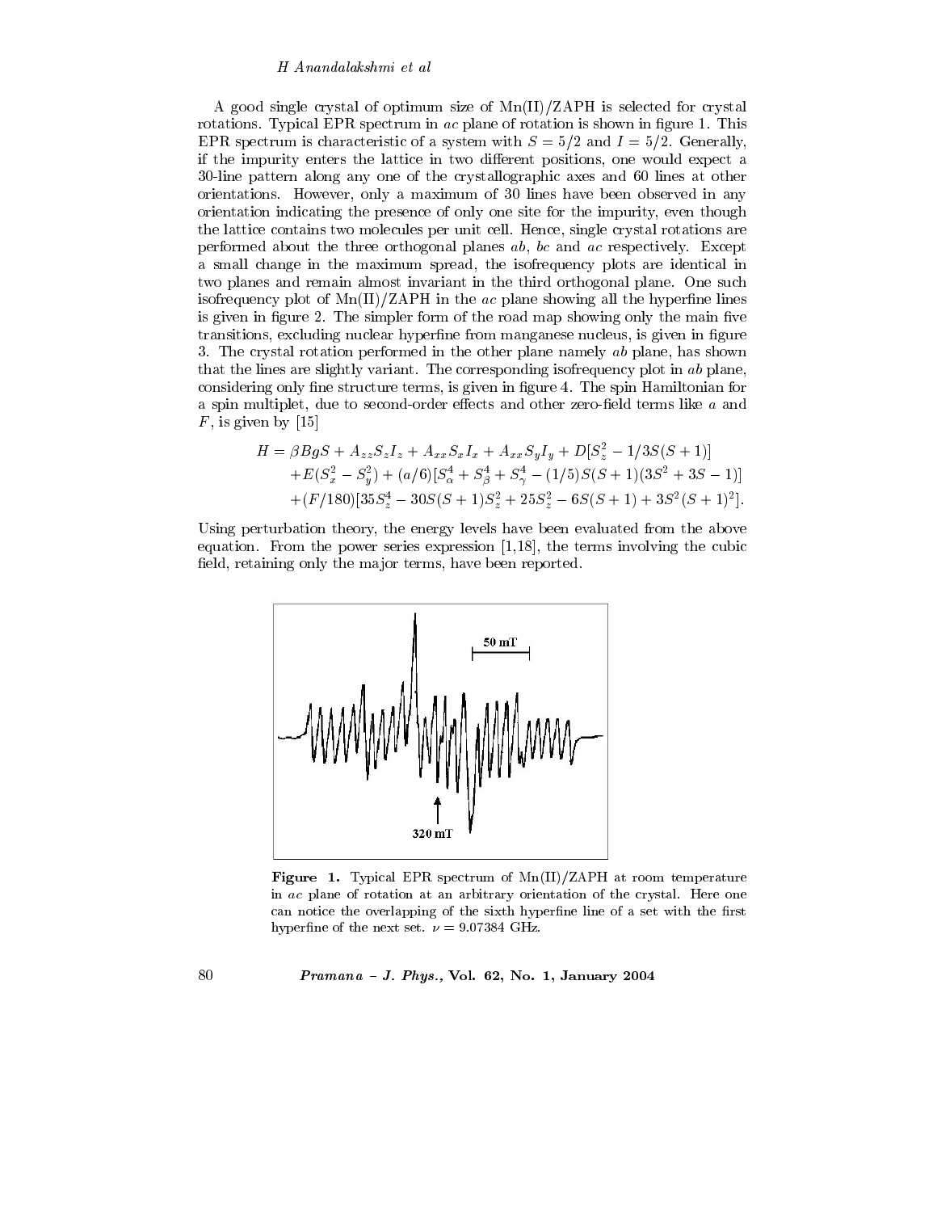A good single crystal of optimum size of Mn(II)/ZAPH is selected for crystal rotations. Typical EPR spectrum in *ac* plane of rotation is shown in figure 1. This EPR spectrum is characteristic of a system with $S = 5/2$ and $I = 5/2$. Generally, if the impurity enters the lattice in two different positions, one would expect a 30-line pattern along any one of the crystallographic axes and 60 lines at other orientations. However, only a maximum of 30 lines have been observed in any orientation indicating the presence of only one site for the impurity, even though the lattice contains two molecules per unit cell. Hence, single crystal rotations are performed about the three orthogonal planes *ab*, *bc* and *ac* respectively. Except a small change in the maximum spread, the isofrequency plots are identical in two planes and remain almost invariant in the third orthogonal plane. One such isofrequency plot of Mn(II)/ZAPH in the *ac* plane showing all the hyperfine lines is given in figure 2. The simpler form of the road map showing only the main five transitions, excluding nuclear hyperfine from manganese nucleus, is given in figure 3. The crystal rotation performed in the other plane namely *ab* plane, has shown that the lines are slightly variant. The corresponding isofrequency plot in *ab* plane, considering only fine structure terms, is given in figure 4. The spin Hamiltonian for a spin multiplet, due to second-order effects and other zero-field terms like $a$ and $F$, is given by [15]

$$
\begin{aligned}
H = {} & \beta B g S + A_{zz} S_z I_z + A_{xx} S_x I_x + A_{xx} S_y I_y + D[S_z^2 - 1/3 S(S+1)] \\
& + E(S_x^2 - S_y^2) + (a/6)[S_\alpha^4 + S_\beta^4 + S_\gamma^4 - (1/5)S(S+1)(3S^2 + 3S - 1)] \\
& + (F/180)[35S_z^4 - 30S(S+1)S_z^2 + 25S_z^2 - 6S(S+1) + 3S^2(S+1)^2].
\end{aligned}
$$

Using perturbation theory, the energy levels have been evaluated from the above equation. From the power series expression [1,18], the terms involving the cubic field, retaining only the major terms, have been reported.

**Figure 1.** Typical EPR spectrum of Mn(II)/ZAPH at room temperature in *ac* plane of rotation at an arbitrary orientation of the crystal. Here one can notice the overlapping of the sixth hyperfine line of a set with the first hyperfine of the next set. $\nu = 9.07384$ GHz.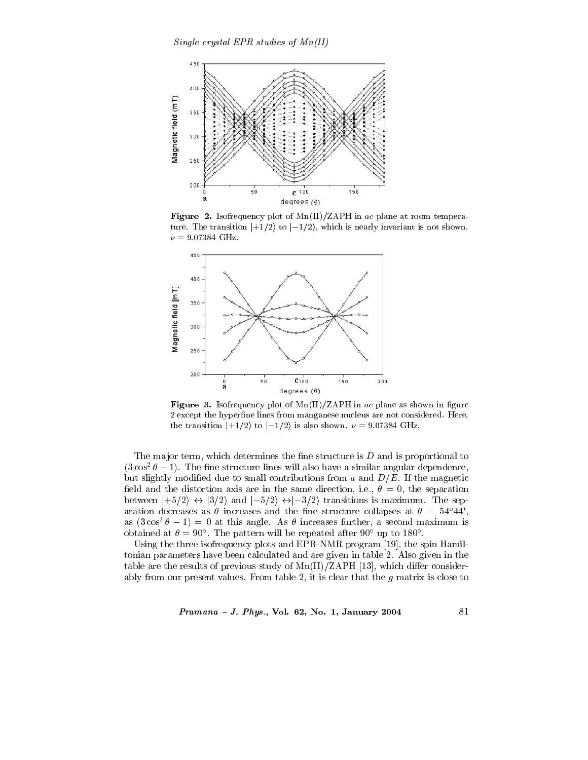**Figure 2.** Isofrequency plot of Mn(II)/ZAPH in $ac$ plane at room temperature. The transition $|+1/2\rangle$ to $|-1/2\rangle$, which is nearly invariant is not shown. $\nu = 9.07384$ GHz.

**Figure 3.** Isofrequency plot of Mn(II)/ZAPH in $ac$ plane as shown in figure 2 except the hyperfine lines from manganese nucleus are not considered. Here, the transition $|+1/2\rangle$ to $|-1/2\rangle$ is also shown. $\nu = 9.07384$ GHz.

The major term, which determines the fine structure is $D$ and is proportional to $(3\cos^2\theta - 1)$. The fine structure lines will also have a similar angular dependence, but slightly modified due to small contributions from $a$ and $D/E$. If the magnetic field and the distortion axis are in the same direction, i.e., $\theta = 0$, the separation between $|+5/2\rangle \leftrightarrow |3/2\rangle$ and $|-5/2\rangle \leftrightarrow |-3/2\rangle$ transitions is maximum. The separation decreases as $\theta$ increases and the fine structure collapses at $\theta = 54°44'$, as $(3\cos^2\theta - 1) = 0$ at this angle. As $\theta$ increases further, a second maximum is obtained at $\theta = 90°$. The pattern will be repeated after 90° up to 180°.

Using the three isofrequency plots and EPR-NMR program [19], the spin Hamiltonian parameters have been calculated and are given in table 2. Also given in the table are the results of previous study of Mn(II)/ZAPH [13], which differ considerably from our present values. From table 2, it is clear that the $g$ matrix is close to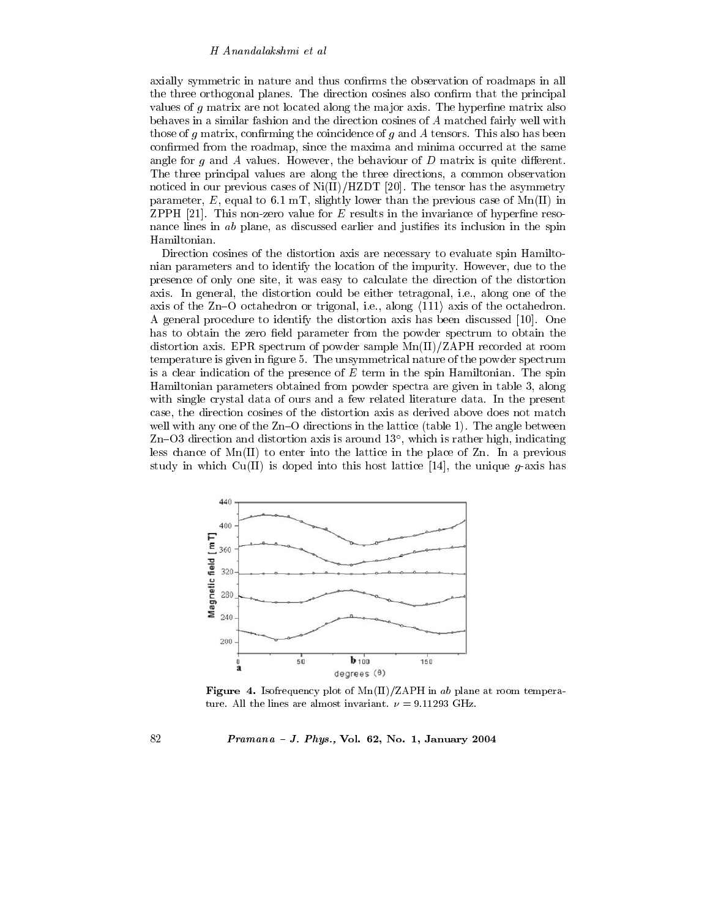axially symmetric in nature and thus confirms the observation of roadmaps in all the three orthogonal planes. The direction cosines also confirm that the principal values of $g$ matrix are not located along the major axis. The hyperfine matrix also behaves in a similar fashion and the direction cosines of $A$ matched fairly well with those of $g$ matrix, confirming the coincidence of $g$ and $A$ tensors. This also has been confirmed from the roadmap, since the maxima and minima occurred at the same angle for $g$ and $A$ values. However, the behaviour of $D$ matrix is quite different. The three principal values are along the three directions, a common observation noticed in our previous cases of Ni(II)/HZDT [20]. The tensor has the asymmetry parameter, $E$, equal to 6.1 mT, slightly lower than the previous case of Mn(II) in ZPPH [21]. This non-zero value for $E$ results in the invariance of hyperfine resonance lines in $ab$ plane, as discussed earlier and justifies its inclusion in the spin Hamiltonian.

Direction cosines of the distortion axis are necessary to evaluate spin Hamiltonian parameters and to identify the location of the impurity. However, due to the presence of only one site, it was easy to calculate the direction of the distortion axis. In general, the distortion could be either tetragonal, i.e., along one of the axis of the Zn–O octahedron or trigonal, i.e., along $\langle 111 \rangle$ axis of the octahedron. A general procedure to identify the distortion axis has been discussed [10]. One has to obtain the zero field parameter from the powder spectrum to obtain the distortion axis. EPR spectrum of powder sample Mn(II)/ZAPH recorded at room temperature is given in figure 5. The unsymmetrical nature of the powder spectrum is a clear indication of the presence of $E$ term in the spin Hamiltonian. The spin Hamiltonian parameters obtained from powder spectra are given in table 3, along with single crystal data of ours and a few related literature data. In the present case, the direction cosines of the distortion axis as derived above does not match well with any one of the Zn–O directions in the lattice (table 1). The angle between Zn–O3 direction and distortion axis is around 13°, which is rather high, indicating less chance of Mn(II) to enter into the lattice in the place of Zn. In a previous study in which Cu(II) is doped into this host lattice [14], the unique $g$-axis has

**Figure 4.** Isofrequency plot of Mn(II)/ZAPH in $ab$ plane at room temperature. All the lines are almost invariant. $\nu = 9.11293$ GHz.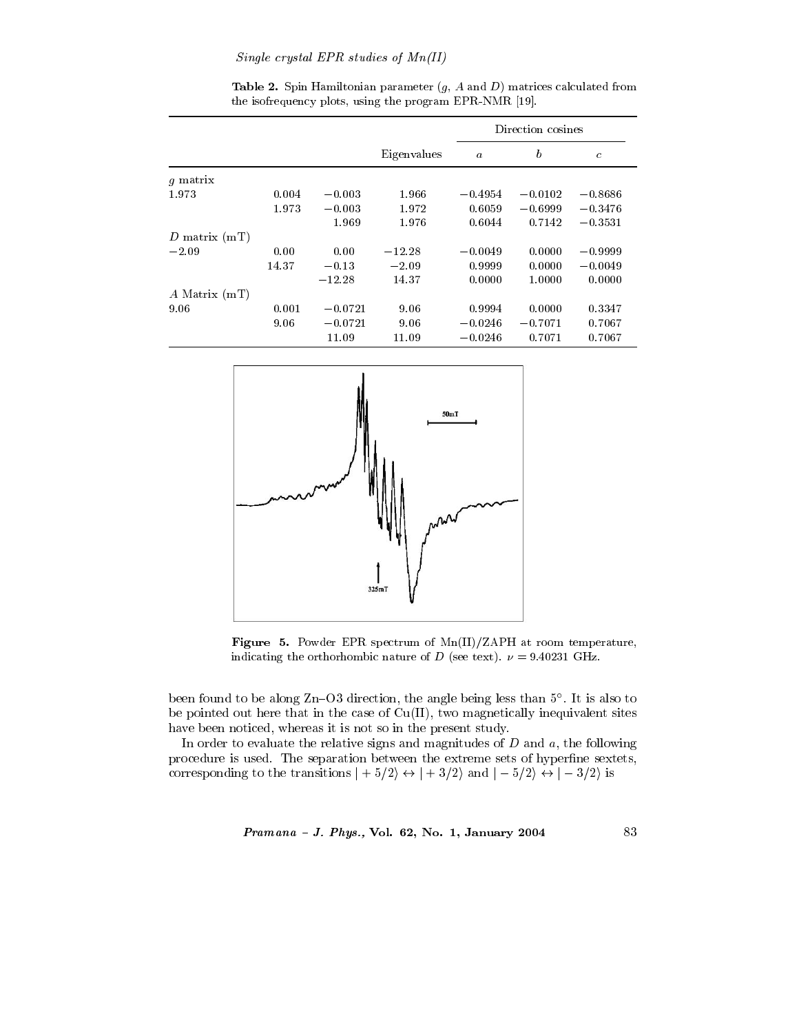**Table 2.** Spin Hamiltonian parameter ($g$, $A$ and $D$) matrices calculated from the isofrequency plots, using the program EPR-NMR [19].

| | | | Eigenvalues | Direction cosines | | |
|---|---|---|---|---|---|---|
| | | | | $a$ | $b$ | $c$ |
| $g$ matrix | | | | | | |
| 1.973 | 0.004 | −0.003 | 1.966 | −0.4954 | −0.0102 | −0.8686 |
| | 1.973 | −0.003 | 1.972 | 0.6059 | −0.6999 | −0.3476 |
| | | 1.969 | 1.976 | 0.6044 | 0.7142 | −0.3531 |
| $D$ matrix (mT) | | | | | | |
| −2.09 | 0.00 | 0.00 | −12.28 | −0.0049 | 0.0000 | −0.9999 |
| | 14.37 | −0.13 | −2.09 | 0.9999 | 0.0000 | −0.0049 |
| | | −12.28 | 14.37 | 0.0000 | 1.0000 | 0.0000 |
| $A$ Matrix (mT) | | | | | | |
| 9.06 | 0.001 | −0.0721 | 9.06 | 0.9994 | 0.0000 | 0.3347 |
| | 9.06 | −0.0721 | 9.06 | −0.0246 | −0.7071 | 0.7067 |
| | | 11.09 | 11.09 | −0.0246 | 0.7071 | 0.7067 |

**Figure 5.** Powder EPR spectrum of Mn(II)/ZAPH at room temperature, indicating the orthorhombic nature of $D$ (see text). $\nu = 9.40231$ GHz.

been found to be along Zn–O3 direction, the angle being less than 5°. It is also to be pointed out here that in the case of Cu(II), two magnetically inequivalent sites have been noticed, whereas it is not so in the present study.

In order to evaluate the relative signs and magnitudes of $D$ and $a$, the following procedure is used. The separation between the extreme sets of hyperfine sextets, corresponding to the transitions $|+5/2\rangle \leftrightarrow |+3/2\rangle$ and $|-5/2\rangle \leftrightarrow |-3/2\rangle$ is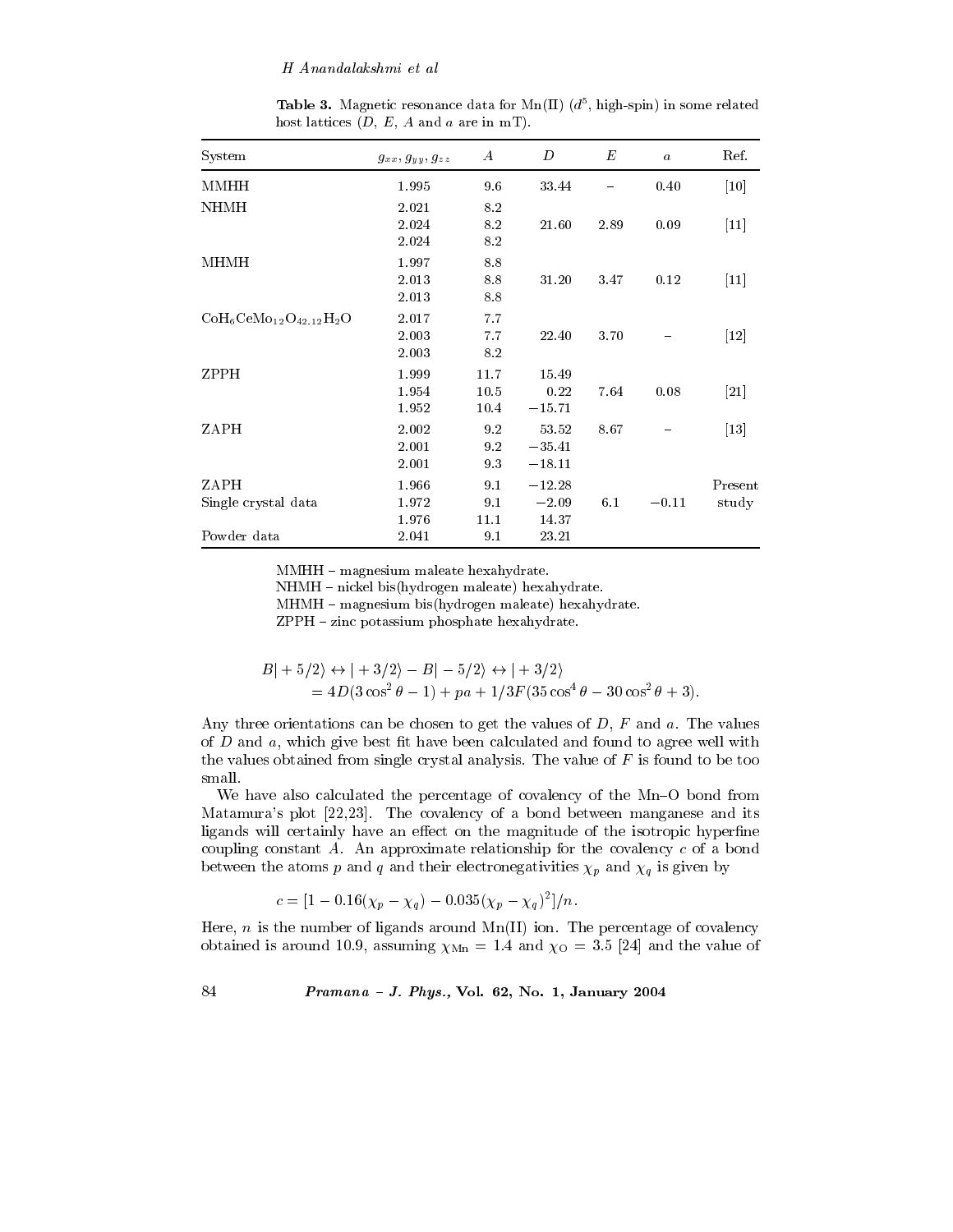**Table 3.** Magnetic resonance data for Mn(II) ($d^5$, high-spin) in some related host lattices ($D$, $E$, $A$ and $a$ are in mT).

| System | $g_{xx}, g_{yy}, g_{zz}$ | $A$ | $D$ | $E$ | $a$ | Ref. |
|---|---|---|---|---|---|---|
| MMHH | 1.995 | 9.6 | 33.44 | – | 0.40 | [10] |
| NHMH | 2.021 | 8.2 | | | | |
| | 2.024 | 8.2 | 21.60 | 2.89 | 0.09 | [11] |
| | 2.024 | 8.2 | | | | |
| MHMH | 1.997 | 8.8 | | | | |
| | 2.013 | 8.8 | 31.20 | 3.47 | 0.12 | [11] |
| | 2.013 | 8.8 | | | | |
| $CoH_6CeMo_{12}O_{42.12}H_2O$ | 2.017 | 7.7 | | | | |
| | 2.003 | 7.7 | 22.40 | 3.70 | – | [12] |
| | 2.003 | 8.2 | | | | |
| ZPPH | 1.999 | 11.7 | 15.49 | | | |
| | 1.954 | 10.5 | 0.22 | 7.64 | 0.08 | [21] |
| | 1.952 | 10.4 | −15.71 | | | |
| ZAPH | 2.002 | 9.2 | 53.52 | 8.67 | – | [13] |
| | 2.001 | 9.2 | −35.41 | | | |
| | 2.001 | 9.3 | −18.11 | | | |
| ZAPH | 1.966 | 9.1 | −12.28 | | | Present |
| Single crystal data | 1.972 | 9.1 | −2.09 | 6.1 | −0.11 | study |
| | 1.976 | 11.1 | 14.37 | | | |
| Powder data | 2.041 | 9.1 | 23.21 | | | |

MMHH – magnesium maleate hexahydrate.
NHMH – nickel bis(hydrogen maleate) hexahydrate.
MHMH – magnesium bis(hydrogen maleate) hexahydrate.
ZPPH – zinc potassium phosphate hexahydrate.

$$B|+5/2\rangle \leftrightarrow |+3/2\rangle - B|-5/2\rangle \leftrightarrow |+3/2\rangle$$
$$= 4D(3\cos^2\theta - 1) + pa + 1/3F(35\cos^4\theta - 30\cos^2\theta + 3).$$

Any three orientations can be chosen to get the values of $D$, $F$ and $a$. The values of $D$ and $a$, which give best fit have been calculated and found to agree well with the values obtained from single crystal analysis. The value of $F$ is found to be too small.

We have also calculated the percentage of covalency of the Mn–O bond from Matamura's plot [22,23]. The covalency of a bond between manganese and its ligands will certainly have an effect on the magnitude of the isotropic hyperfine coupling constant $A$. An approximate relationship for the covalency $c$ of a bond between the atoms $p$ and $q$ and their electronegativities $\chi_p$ and $\chi_q$ is given by

$$c = [1 - 0.16(\chi_p - \chi_q) - 0.035(\chi_p - \chi_q)^2]/n.$$

Here, $n$ is the number of ligands around Mn(II) ion. The percentage of covalency obtained is around 10.9, assuming $\chi_{\mathrm{Mn}} = 1.4$ and $\chi_{\mathrm{O}} = 3.5$ [24] and the value of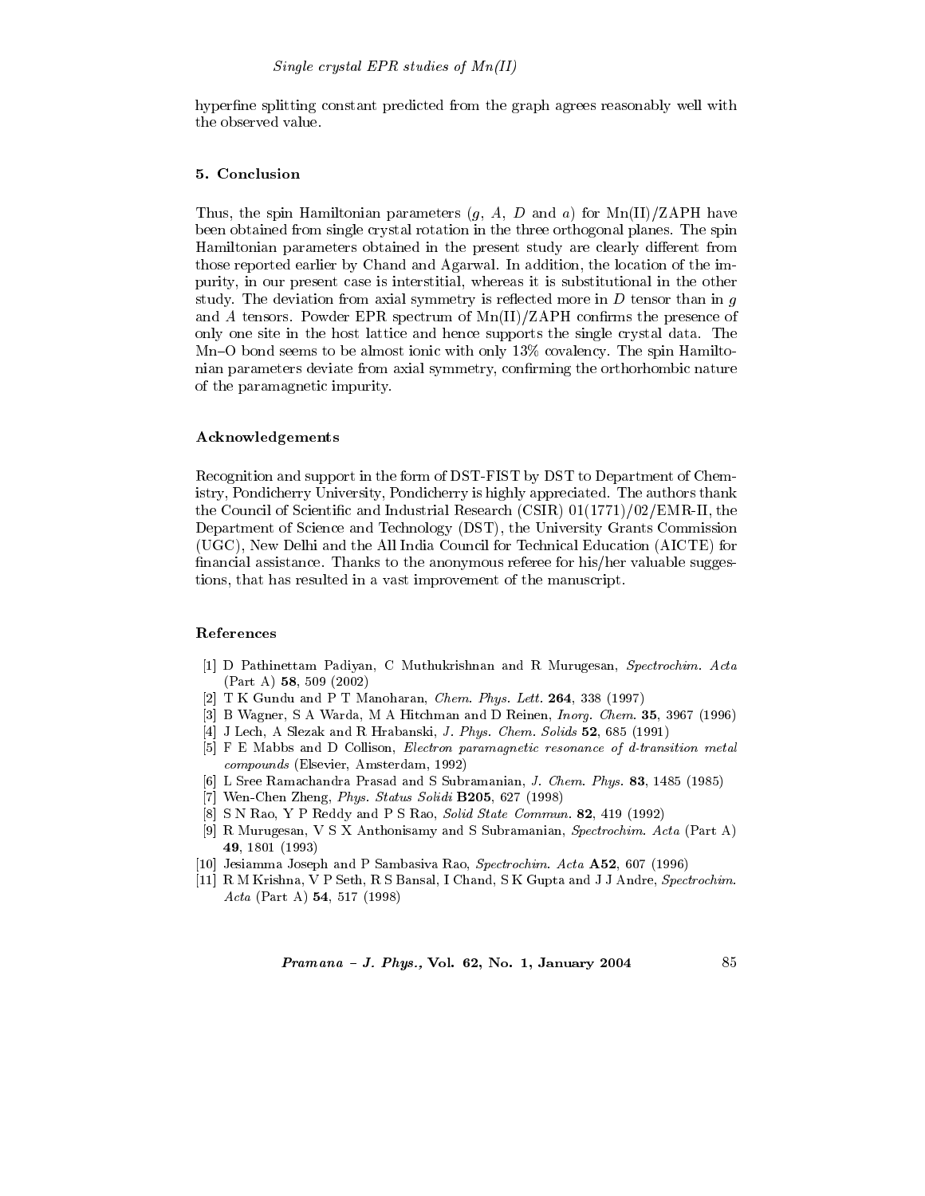hyperfine splitting constant predicted from the graph agrees reasonably well with the observed value.

## 5. Conclusion

Thus, the spin Hamiltonian parameters ($g$, $A$, $D$ and $a$) for Mn(II)/ZAPH have been obtained from single crystal rotation in the three orthogonal planes. The spin Hamiltonian parameters obtained in the present study are clearly different from those reported earlier by Chand and Agarwal. In addition, the location of the impurity, in our present case is interstitial, whereas it is substitutional in the other study. The deviation from axial symmetry is reflected more in $D$ tensor than in $g$ and $A$ tensors. Powder EPR spectrum of Mn(II)/ZAPH confirms the presence of only one site in the host lattice and hence supports the single crystal data. The Mn–O bond seems to be almost ionic with only 13% covalency. The spin Hamiltonian parameters deviate from axial symmetry, confirming the orthorhombic nature of the paramagnetic impurity.

### Acknowledgements

Recognition and support in the form of DST-FIST by DST to Department of Chemistry, Pondicherry University, Pondicherry is highly appreciated. The authors thank the Council of Scientific and Industrial Research (CSIR) 01(1771)/02/EMR-II, the Department of Science and Technology (DST), the University Grants Commission (UGC), New Delhi and the All India Council for Technical Education (AICTE) for financial assistance. Thanks to the anonymous referee for his/her valuable suggestions, that has resulted in a vast improvement of the manuscript.

### References

[1] D Pathinettam Padiyan, C Muthukrishnan and R Murugesan, *Spectrochim. Acta* (Part A) **58**, 509 (2002)

[2] T K Gundu and P T Manoharan, *Chem. Phys. Lett.* **264**, 338 (1997)

[3] B Wagner, S A Warda, M A Hitchman and D Reinen, *Inorg. Chem.* **35**, 3967 (1996)

[4] J Lech, A Slezak and R Hrabanski, *J. Phys. Chem. Solids* **52**, 685 (1991)

[5] F E Mabbs and D Collison, *Electron paramagnetic resonance of d-transition metal compounds* (Elsevier, Amsterdam, 1992)

[6] L Sree Ramachandra Prasad and S Subramanian, *J. Chem. Phys.* **83**, 1485 (1985)

[7] Wen-Chen Zheng, *Phys. Status Solidi* **B205**, 627 (1998)

[8] S N Rao, Y P Reddy and P S Rao, *Solid State Commun.* **82**, 419 (1992)

[9] R Murugesan, V S X Anthonisamy and S Subramanian, *Spectrochim. Acta* (Part A) **49**, 1801 (1993)

[10] Jesiamma Joseph and P Sambasiva Rao, *Spectrochim. Acta* **A52**, 607 (1996)

[11] R M Krishna, V P Seth, R S Bansal, I Chand, S K Gupta and J J Andre, *Spectrochim. Acta* (Part A) **54**, 517 (1998)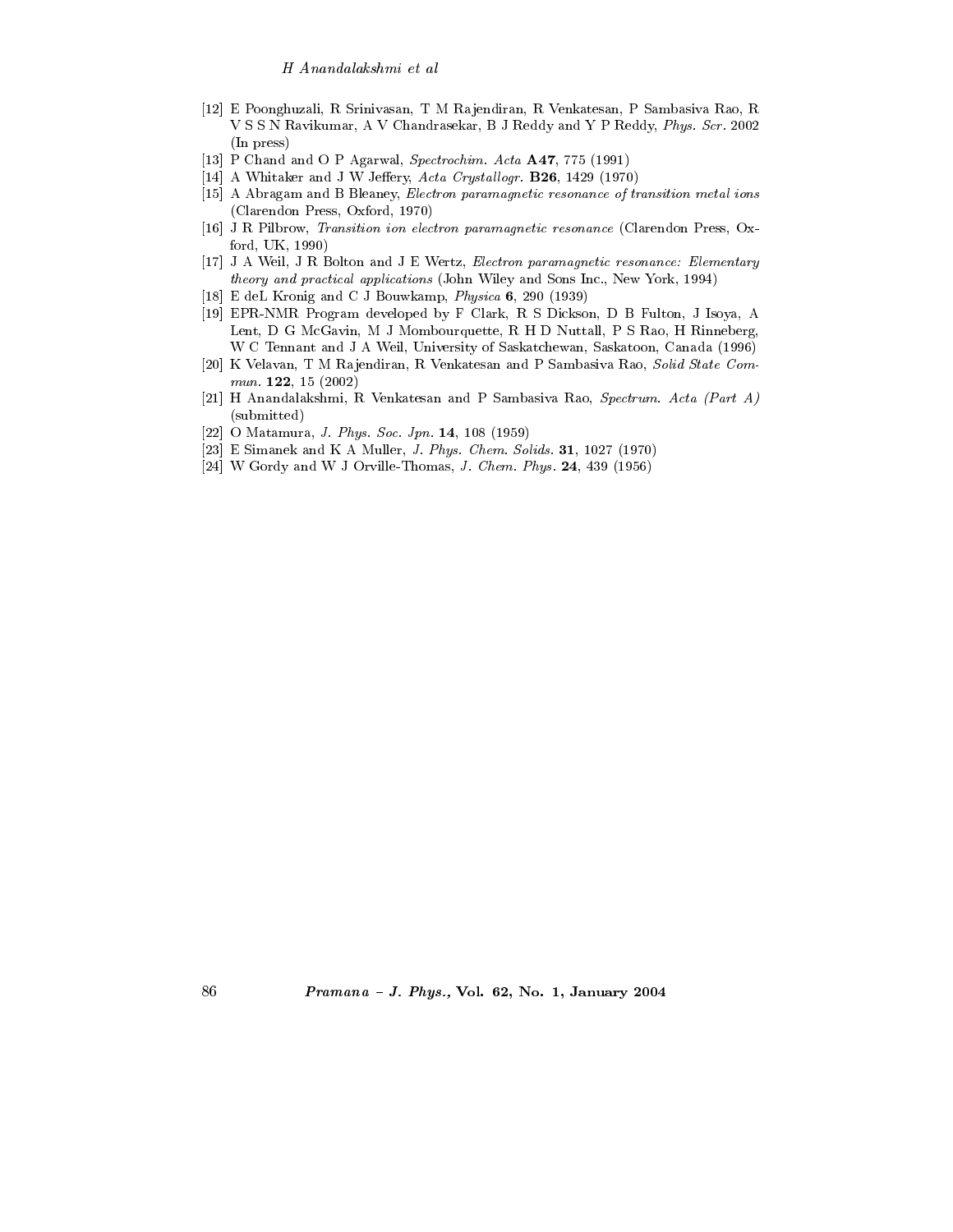[12] E Poonghuzali, R Srinivasan, T M Rajendiran, R Venkatesan, P Sambasiva Rao, R V S S N Ravikumar, A V Chandrasekar, B J Reddy and Y P Reddy, *Phys. Scr.* 2002 (In press)

[13] P Chand and O P Agarwal, *Spectrochim. Acta* **A47**, 775 (1991)

[14] A Whitaker and J W Jeffery, *Acta Crystallogr.* **B26**, 1429 (1970)

[15] A Abragam and B Bleaney, *Electron paramagnetic resonance of transition metal ions* (Clarendon Press, Oxford, 1970)

[16] J R Pilbrow, *Transition ion electron paramagnetic resonance* (Clarendon Press, Oxford, UK, 1990)

[17] J A Weil, J R Bolton and J E Wertz, *Electron paramagnetic resonance: Elementary theory and practical applications* (John Wiley and Sons Inc., New York, 1994)

[18] E deL Kronig and C J Bouwkamp, *Physica* **6**, 290 (1939)

[19] EPR-NMR Program developed by F Clark, R S Dickson, D B Fulton, J Isoya, A Lent, D G McGavin, M J Mombourquette, R H D Nuttall, P S Rao, H Rinneberg, W C Tennant and J A Weil, University of Saskatchewan, Saskatoon, Canada (1996)

[20] K Velavan, T M Rajendiran, R Venkatesan and P Sambasiva Rao, *Solid State Commun.* **122**, 15 (2002)

[21] H Anandalakshmi, R Venkatesan and P Sambasiva Rao, *Spectrum. Acta (Part A)* (submitted)

[22] O Matamura, *J. Phys. Soc. Jpn.* **14**, 108 (1959)

[23] E Simanek and K A Muller, *J. Phys. Chem. Solids.* **31**, 1027 (1970)

[24] W Gordy and W J Orville-Thomas, *J. Chem. Phys.* **24**, 439 (1956)